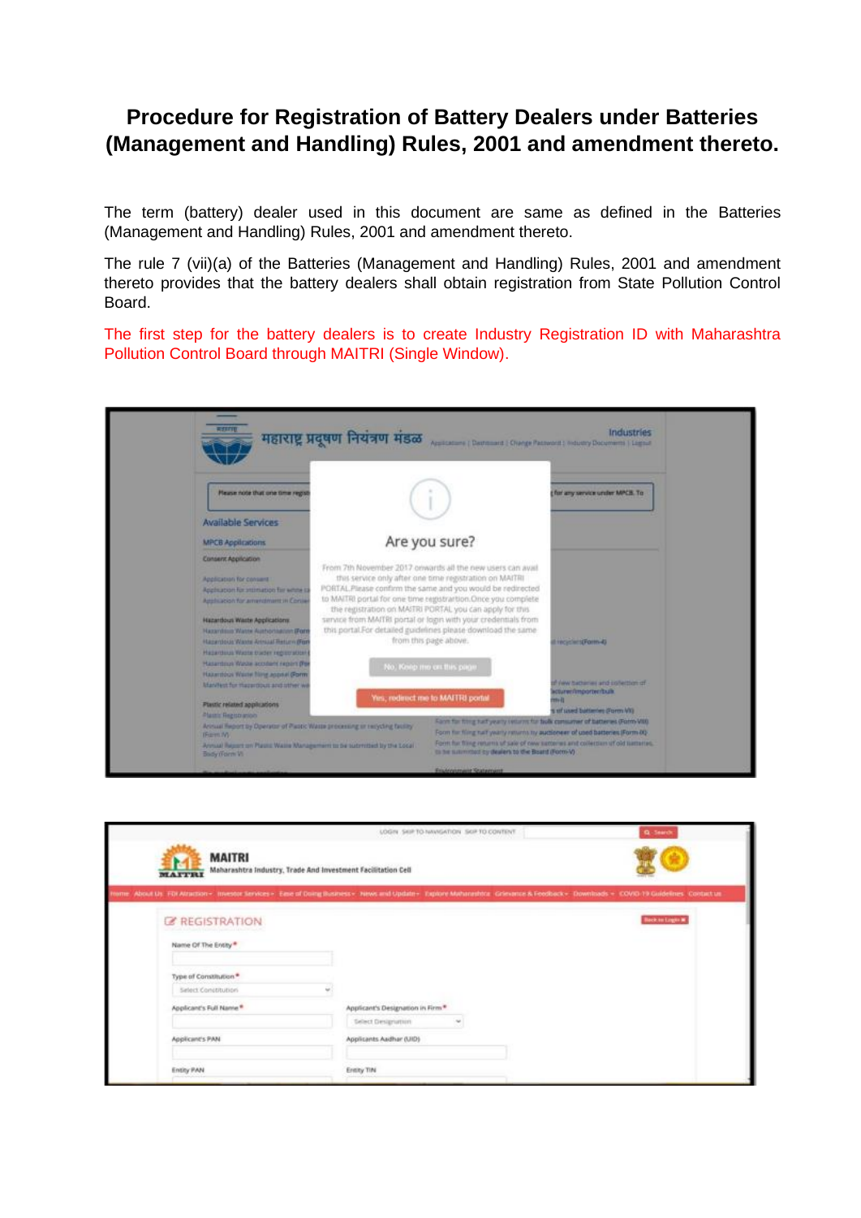# Procedure for Registration of Battery Dealers under Batteries (Management and Handling) Rules, 2001 and amendment thereto.

The term (battery) dealer used in this document are same as defined in the Batteries (Management and Handling) Rules, 2001 and amendment thereto.

The rule 7 (vii)(a) of the Batteries (Management and Handling) Rules, 2001 and amendment thereto provides that the battery dealers shall obtain registration from State Pollution Control Board.

The first step for the battery dealers is to create Industry Registration ID with Maharashtra Pollution Control Board through MAITRI (Single Window).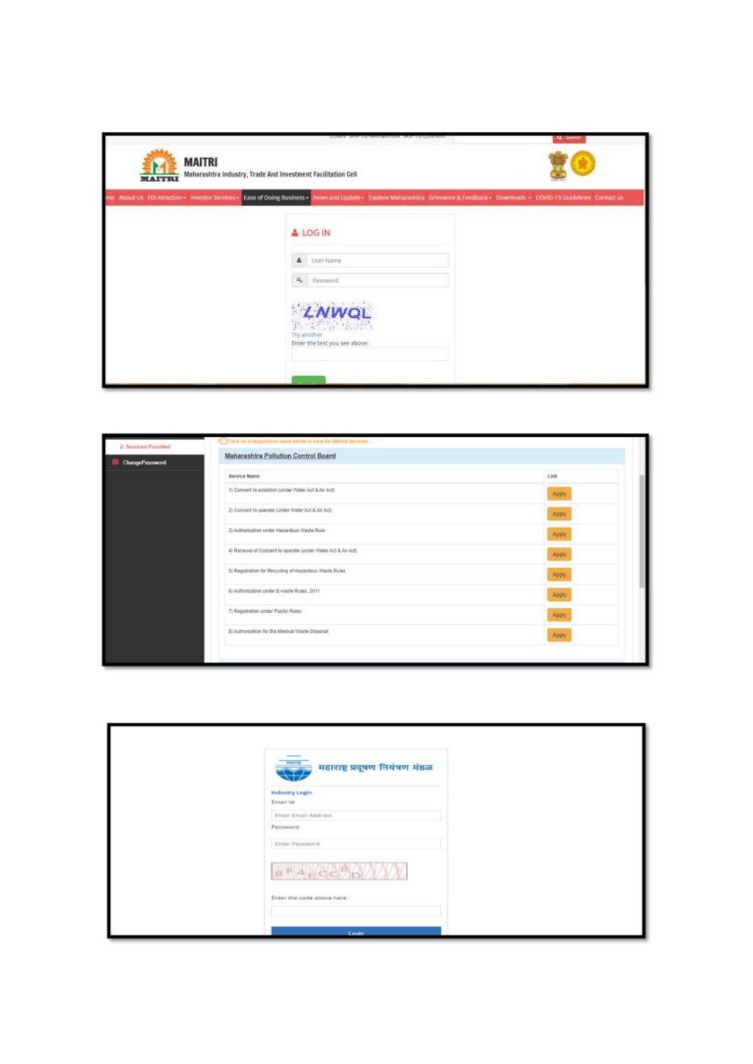**MAITRI**

Maharashtra Industry, Trade And Investment Facilitation Cell

Home | About Us | FDI Attraction | Investor Services | Ease of Doing Business | News and Update | Explore Maharashtra | Grievance & Feedback | Downloads | COVID-19 Guidelines | Contact us

**LOG IN**

User Name

Password

Try another

Enter the text you see above:

---

Services Provided

ChangePassword

Click on a department name below to view its offered services

**Maharashtra Pollution Control Board**

| Service Name | Link |
|---|---|
| 1) Consent to establish (under Water Act & Air Act) | Apply |
| 2) Consent to operate (under Water Act & Air Act) | Apply |
| 3) Authorization under Hazardous Waste Rule | Apply |
| 4) Renewal of Consent to operate (under Water Act & Air Act) | Apply |
| 5) Registration for Recycling of Hazardous Waste Rules | Apply |
| 6) Authorization under E-waste Rules, 2011 | Apply |
| 7) Registration under Plastic Rules | Apply |
| 8) Authorization for Bio Medical Waste Disposal | Apply |

---

महाराष्ट्र प्रदूषण नियंत्रण मंडळ

**Industry Login**

Email Id:

Enter Email Address

Password:

Enter Password

Enter the code above here :

Login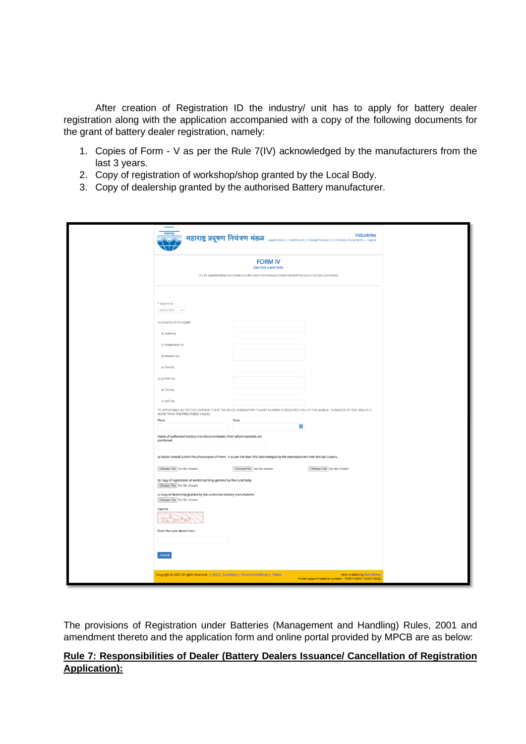After creation of Registration ID the industry/ unit has to apply for battery dealer registration along with the application accompanied with a copy of the following documents for the grant of battery dealer registration, namely:

1. Copies of Form - V as per the Rule 7(IV) acknowledged by the manufacturers from the last 3 years.
2. Copy of registration of workshop/shop granted by the Local Body.
3. Copy of dealership granted by the authorised Battery manufacturer.

महाराष्ट्र प्रदूषण नियंत्रण मंडळ — Applications | Dashboard | Change Password | Industry Documents | Logout — Industries

**FORM IV**
(See Rule 4 and 7(viii))

(To be submitted by the dealers to the State Pollution Control Board/Pollution Control committee)

* Submit to : Select SRO

1) a) Name of the dealer
b) Address
c) Telephone No.
d) Mobile No.
e) Fax No.

2) a) PAN No.
b) TIN No.
c) VAT No.

*IF APPLICABLE (AS PER THE CURRENT STATE TAX RULES, MANDATORY TIN/VAT NUMBER IS REQUIRED ONLY IF THE ANNUAL TURNOVER OF THE DEALER IS MORE THAN THE PRESCRIBED VALUE.)

Place | Date

Name of authorized battery manufacturer/dealer, from whom batteries are purchased

a) Dealer should submit the photocopies of Form - V as per the Rule 7(IV) acknowledged by the manufacturers from the last 3 years.
Choose File No file chosen | Choose File No file chosen | Choose File No file chosen

b) Copy of registration of workshop/shop granted by the Local Body.
Choose File No file chosen

c) Copy of dealership granted by the authorised Battery manufacturer.
Choose File No file chosen

Capcha:

Enter the code above here :

Submit

Copyright © 2022 All rights Reserved. | FAQ | Guidelines | Terms & Conditions | Tickets — Web enabled by Web Werks. Portal support Helpline number - 7045113344 / 7045113322

The provisions of Registration under Batteries (Management and Handling) Rules, 2001 and amendment thereto and the application form and online portal provided by MPCB are as below:

**Rule 7: Responsibilities of Dealer (Battery Dealers Issuance/ Cancellation of Registration Application):**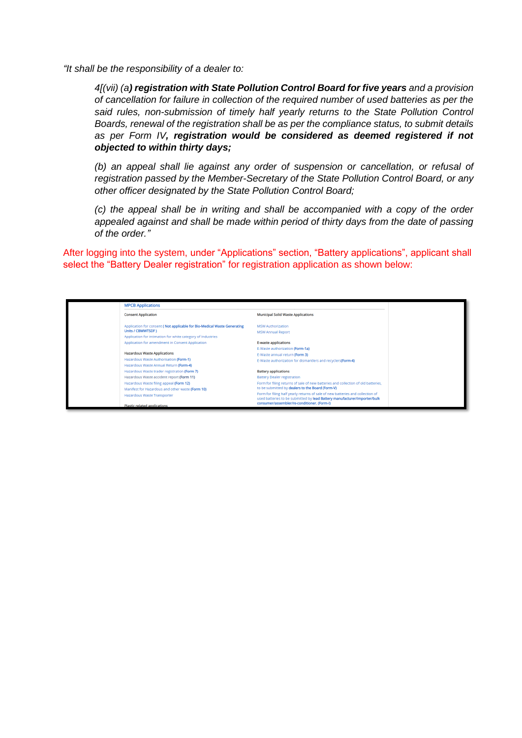*"It shall be the responsibility of a dealer to:*

> *4[(vii) (a****) registration with State Pollution Control Board for five years*** *and a provision of cancellation for failure in collection of the required number of used batteries as per the said rules, non-submission of timely half yearly returns to the State Pollution Control Boards, renewal of the registration shall be as per the compliance status, to submit details as per Form IV****, registration would be considered as deemed registered if not objected to within thirty days;***
>
> *(b) an appeal shall lie against any order of suspension or cancellation, or refusal of registration passed by the Member-Secretary of the State Pollution Control Board, or any other officer designated by the State Pollution Control Board;*
>
> *(c) the appeal shall be in writing and shall be accompanied with a copy of the order appealed against and shall be made within period of thirty days from the date of passing of the order."*

After logging into the system, under "Applications" section, "Battery applications", applicant shall select the "Battery Dealer registration" for registration application as shown below:

**MPCB Applications**

**Consent Application**

- Application for consent ( **Not applicable for Bio-Medical Waste Generating Units / CBMWTSDF** )
- Application for intimation for white category of industries
- Application for amendment in Consent Application

**Hazardous Waste Applications**

- Hazardous Waste Authorisation **(Form-1)**
- Hazardous Waste Annual Return **(Form-4)**
- Hazardous Waste trader registration **(Form 7)**
- Hazardous Waste accident report **(Form 11)**
- Hazardous Waste filing appeal **(Form 12)**
- Manifest for Hazardous and other waste **(Form 10)**
- Hazardous Waste Transporter

**Plastic related applications**

**Municipal Solid Waste Applications**

- MSW Authorization
- MSW Annual Report

**E-waste applications**

- E-Waste authorization **(Form-1a)**
- E-Waste annual return **(Form 3)**
- E-Waste authorization for dismantlers and recyclers**(Form-4)**

**Battery applications**

- Battery Dealer registration
- Form for filing returns of sale of new batteries and collection of old batteries, to be submitted by **dealers to the Board (Form-V)**
- Form for filing half yearly returns of sale of new batteries and collection of used batteries to be submitted by **lead Battery manufacturer/importer/bulk consumer/assembler/re-conditioner. (Form-I)**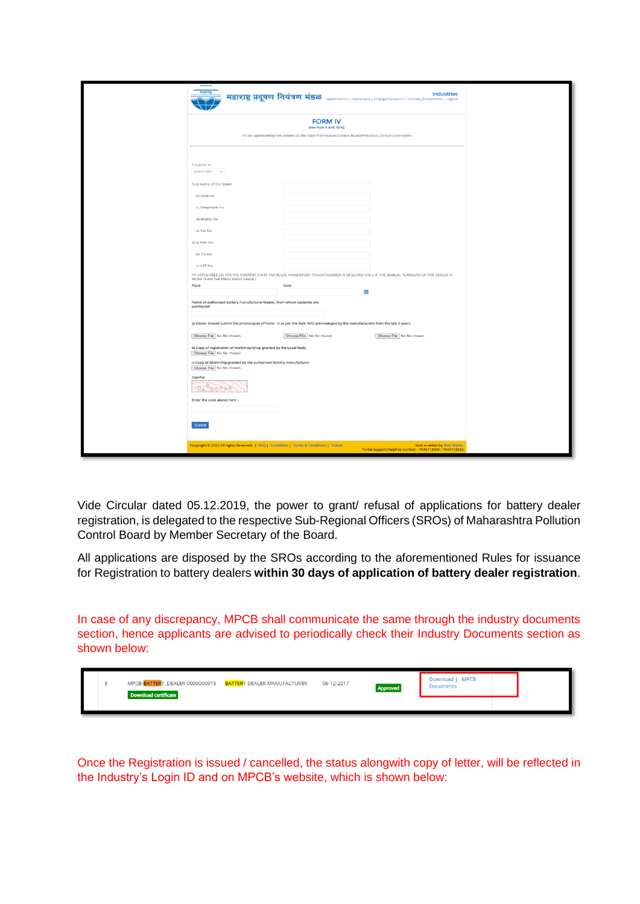Vide Circular dated 05.12.2019, the power to grant/ refusal of applications for battery dealer registration, is delegated to the respective Sub-Regional Officers (SROs) of Maharashtra Pollution Control Board by Member Secretary of the Board.

All applications are disposed by the SROs according to the aforementioned Rules for issuance for Registration to battery dealers **within 30 days of application of battery dealer registration**.

In case of any discrepancy, MPCB shall communicate the same through the industry documents section, hence applicants are advised to periodically check their Industry Documents section as shown below:

Once the Registration is issued / cancelled, the status alongwith copy of letter, will be reflected in the Industry's Login ID and on MPCB's website, which is shown below: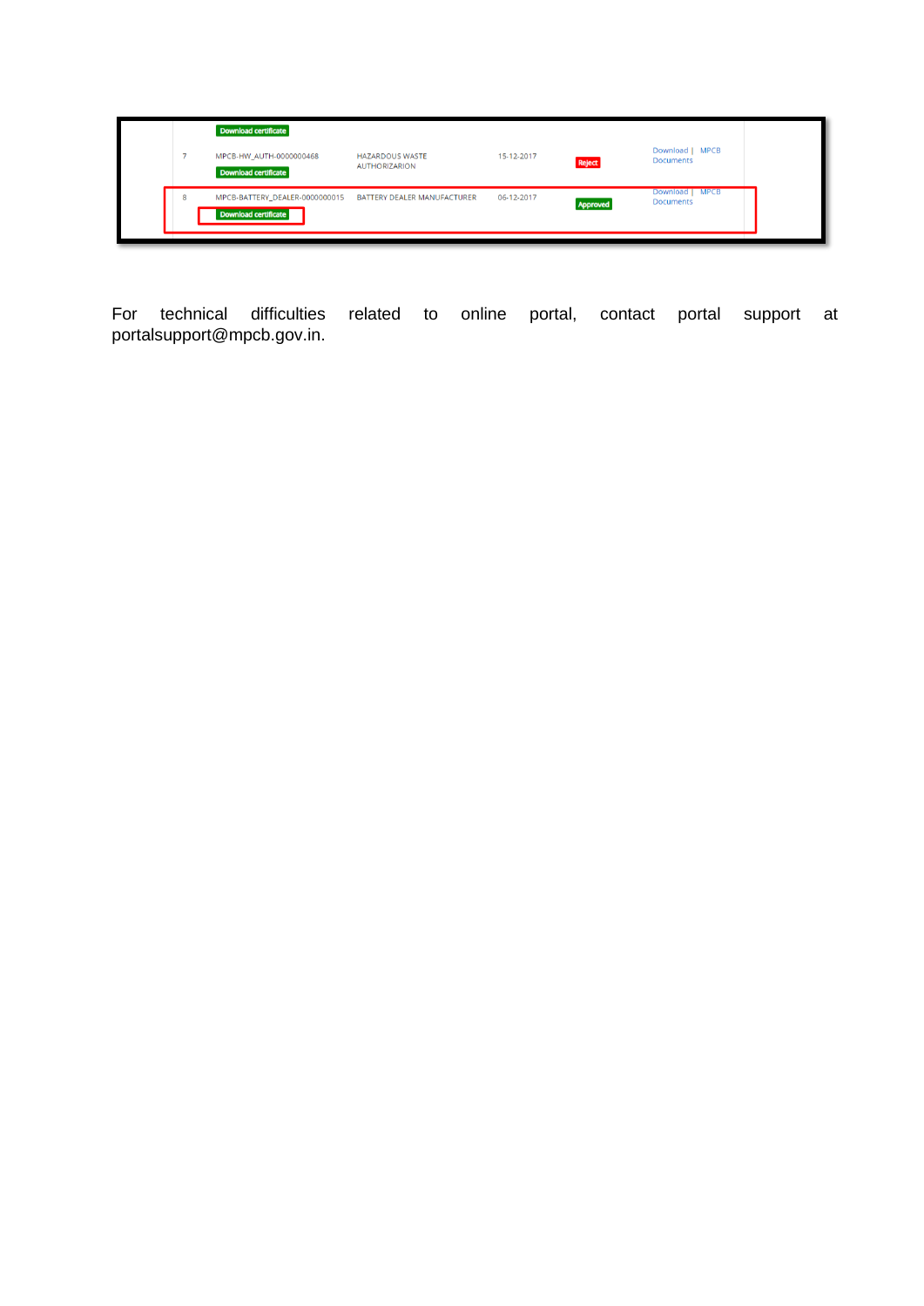| | | | | | |
|---|---|---|---|---|---|
| | Download certificate | | | | |
| 7 | MPCB-HW_AUTH-0000000468<br>Download certificate | HAZARDOUS WASTE AUTHORIZARION | 15-12-2017 | Reject | Download \| MPCB Documents |
| 8 | MPCB-BATTERY_DEALER-0000000015<br>Download certificate | BATTERY DEALER MANUFACTURER | 06-12-2017 | Approved | Download \| MPCB Documents |

For technical difficulties related to online portal, contact portal support at portalsupport@mpcb.gov.in.